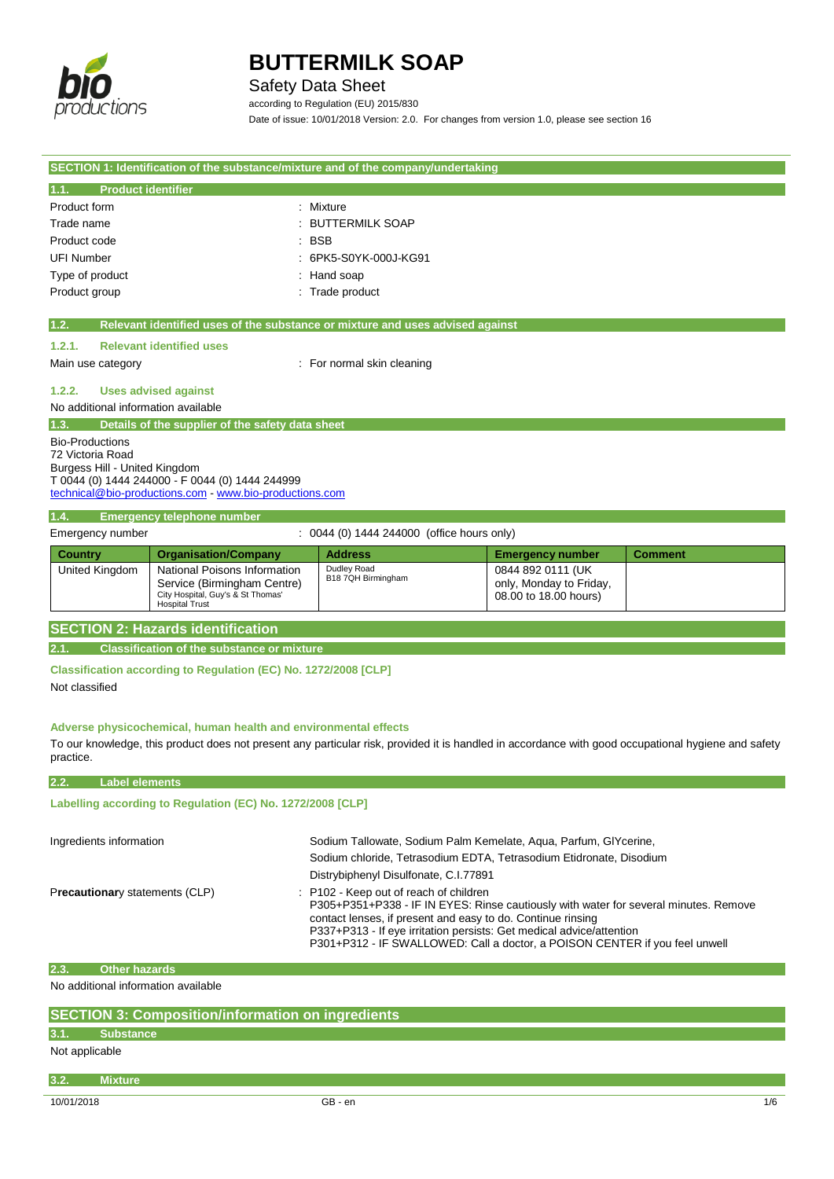# BUTTERMILK SOAP

## Safety Data Sheet

according to Regulation (EU) 2015/830

Date of issue: 10/01/2018 Version: 2.0. For changes from version 1.0, please see section 16

## SECTION 1: Identification of the substance/mixture and of the company/undertaking

### 1.1. Product identifier

| | |
|---|---|
| Product form | : Mixture |
| Trade name | : BUTTERMILK SOAP |
| Product code | : BSB |
| UFI Number | : 6PK5-S0YK-000J-KG91 |
| Type of product | : Hand soap |
| Product group | : Trade product |

### 1.2. Relevant identified uses of the substance or mixture and uses advised against

#### 1.2.1. Relevant identified uses

Main use category : For normal skin cleaning

#### 1.2.2. Uses advised against

No additional information available

### 1.3. Details of the supplier of the safety data sheet

Bio-Productions
72 Victoria Road
Burgess Hill - United Kingdom
T 0044 (0) 1444 244000 - F 0044 (0) 1444 244999
technical@bio-productions.com - www.bio-productions.com

### 1.4. Emergency telephone number

Emergency number : 0044 (0) 1444 244000 (office hours only)

| Country | Organisation/Company | Address | Emergency number | Comment |
|---|---|---|---|---|
| United Kingdom | National Poisons Information Service (Birmingham Centre) City Hospital, Guy's & St Thomas' Hospital Trust | Dudley Road B18 7QH Birmingham | 0844 892 0111 (UK only, Monday to Friday, 08.00 to 18.00 hours) | |

## SECTION 2: Hazards identification

### 2.1. Classification of the substance or mixture

**Classification according to Regulation (EC) No. 1272/2008 [CLP]**

Not classified

**Adverse physicochemical, human health and environmental effects**

To our knowledge, this product does not present any particular risk, provided it is handled in accordance with good occupational hygiene and safety practice.

### 2.2. Label elements

**Labelling according to Regulation (EC) No. 1272/2008 [CLP]**

Ingredients information : Sodium Tallowate, Sodium Palm Kemelate, Aqua, Parfum, GlYcerine, Sodium chloride, Tetrasodium EDTA, Tetrasodium Etidronate, Disodium Distrybiphenyl Disulfonate, C.I.77891

Precautionary statements (CLP) :
- P102 - Keep out of reach of children
- P305+P351+P338 - IF IN EYES: Rinse cautiously with water for several minutes. Remove contact lenses, if present and easy to do. Continue rinsing
- P337+P313 - If eye irritation persists: Get medical advice/attention
- P301+P312 - IF SWALLOWED: Call a doctor, a POISON CENTER if you feel unwell

### 2.3. Other hazards

No additional information available

## SECTION 3: Composition/information on ingredients

### 3.1. Substance

Not applicable

### 3.2. Mixture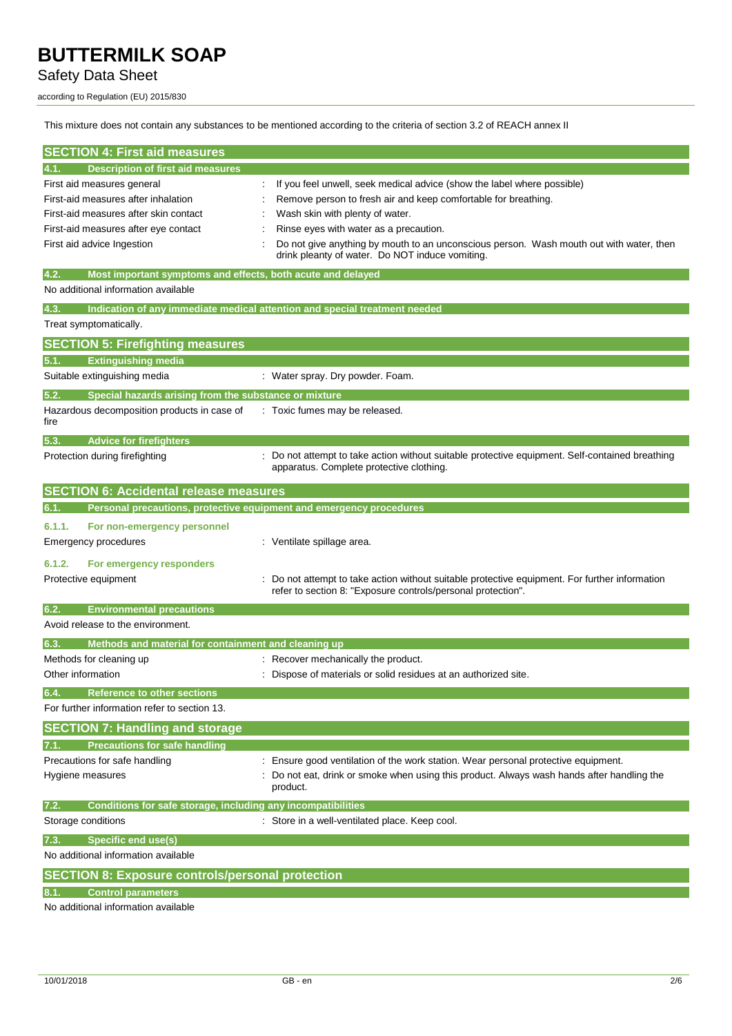This mixture does not contain any substances to be mentioned according to the criteria of section 3.2 of REACH annex II

## SECTION 4: First aid measures

### 4.1. Description of first aid measures

| | |
|---|---|
| First aid measures general | : If you feel unwell, seek medical advice (show the label where possible) |
| First-aid measures after inhalation | : Remove person to fresh air and keep comfortable for breathing. |
| First-aid measures after skin contact | : Wash skin with plenty of water. |
| First-aid measures after eye contact | : Rinse eyes with water as a precaution. |
| First aid advice Ingestion | : Do not give anything by mouth to an unconscious person. Wash mouth out with water, then drink pleanty of water. Do NOT induce vomiting. |

### 4.2. Most important symptoms and effects, both acute and delayed

No additional information available

### 4.3. Indication of any immediate medical attention and special treatment needed

Treat symptomatically.

## SECTION 5: Firefighting measures

### 5.1. Extinguishing media

| | |
|---|---|
| Suitable extinguishing media | : Water spray. Dry powder. Foam. |

### 5.2. Special hazards arising from the substance or mixture

| | |
|---|---|
| Hazardous decomposition products in case of fire | : Toxic fumes may be released. |

### 5.3. Advice for firefighters

| | |
|---|---|
| Protection during firefighting | : Do not attempt to take action without suitable protective equipment. Self-contained breathing apparatus. Complete protective clothing. |

## SECTION 6: Accidental release measures

### 6.1. Personal precautions, protective equipment and emergency procedures

#### 6.1.1. For non-emergency personnel

| | |
|---|---|
| Emergency procedures | : Ventilate spillage area. |

#### 6.1.2. For emergency responders

| | |
|---|---|
| Protective equipment | : Do not attempt to take action without suitable protective equipment. For further information refer to section 8: "Exposure controls/personal protection". |

### 6.2. Environmental precautions

Avoid release to the environment.

### 6.3. Methods and material for containment and cleaning up

| | |
|---|---|
| Methods for cleaning up | : Recover mechanically the product. |
| Other information | : Dispose of materials or solid residues at an authorized site. |

### 6.4. Reference to other sections

For further information refer to section 13.

## SECTION 7: Handling and storage

### 7.1. Precautions for safe handling

| | |
|---|---|
| Precautions for safe handling | : Ensure good ventilation of the work station. Wear personal protective equipment. |
| Hygiene measures | : Do not eat, drink or smoke when using this product. Always wash hands after handling the product. |

### 7.2. Conditions for safe storage, including any incompatibilities

| | |
|---|---|
| Storage conditions | : Store in a well-ventilated place. Keep cool. |

### 7.3. Specific end use(s)

No additional information available

## SECTION 8: Exposure controls/personal protection

### 8.1. Control parameters

No additional information available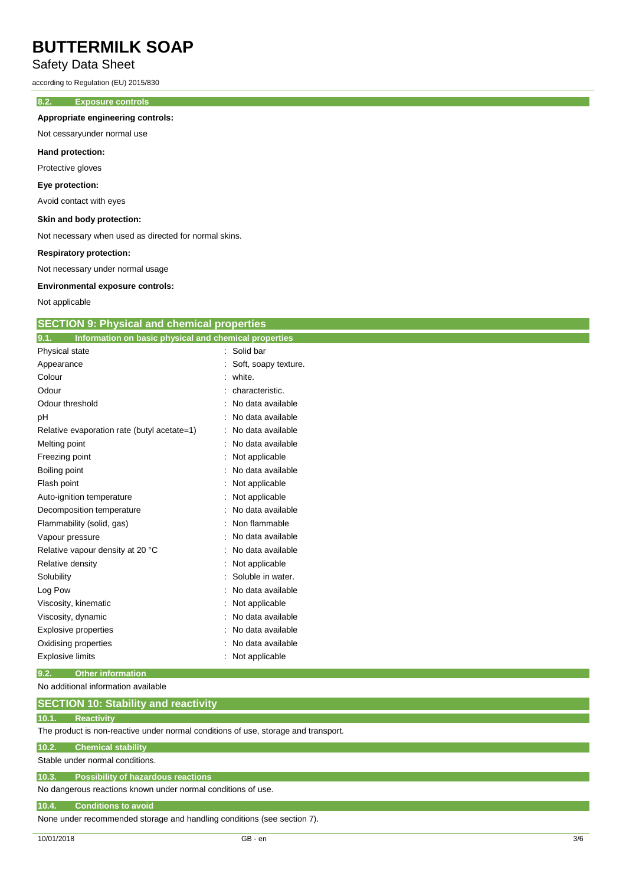### 8.2. Exposure controls

**Appropriate engineering controls:**

Not cessaryunder normal use

**Hand protection:**

Protective gloves

**Eye protection:**

Avoid contact with eyes

**Skin and body protection:**

Not necessary when used as directed for normal skins.

**Respiratory protection:**

Not necessary under normal usage

**Environmental exposure controls:**

Not applicable

## SECTION 9: Physical and chemical properties

### 9.1. Information on basic physical and chemical properties

| Property | Value |
|---|---|
| Physical state | Solid bar |
| Appearance | Soft, soapy texture. |
| Colour | white. |
| Odour | characteristic. |
| Odour threshold | No data available |
| pH | No data available |
| Relative evaporation rate (butyl acetate=1) | No data available |
| Melting point | No data available |
| Freezing point | Not applicable |
| Boiling point | No data available |
| Flash point | Not applicable |
| Auto-ignition temperature | Not applicable |
| Decomposition temperature | No data available |
| Flammability (solid, gas) | Non flammable |
| Vapour pressure | No data available |
| Relative vapour density at 20 °C | No data available |
| Relative density | Not applicable |
| Solubility | Soluble in water. |
| Log Pow | No data available |
| Viscosity, kinematic | Not applicable |
| Viscosity, dynamic | No data available |
| Explosive properties | No data available |
| Oxidising properties | No data available |
| Explosive limits | Not applicable |

### 9.2. Other information

No additional information available

## SECTION 10: Stability and reactivity

### 10.1. Reactivity

The product is non-reactive under normal conditions of use, storage and transport.

### 10.2. Chemical stability

Stable under normal conditions.

### 10.3. Possibility of hazardous reactions

No dangerous reactions known under normal conditions of use.

### 10.4. Conditions to avoid

None under recommended storage and handling conditions (see section 7).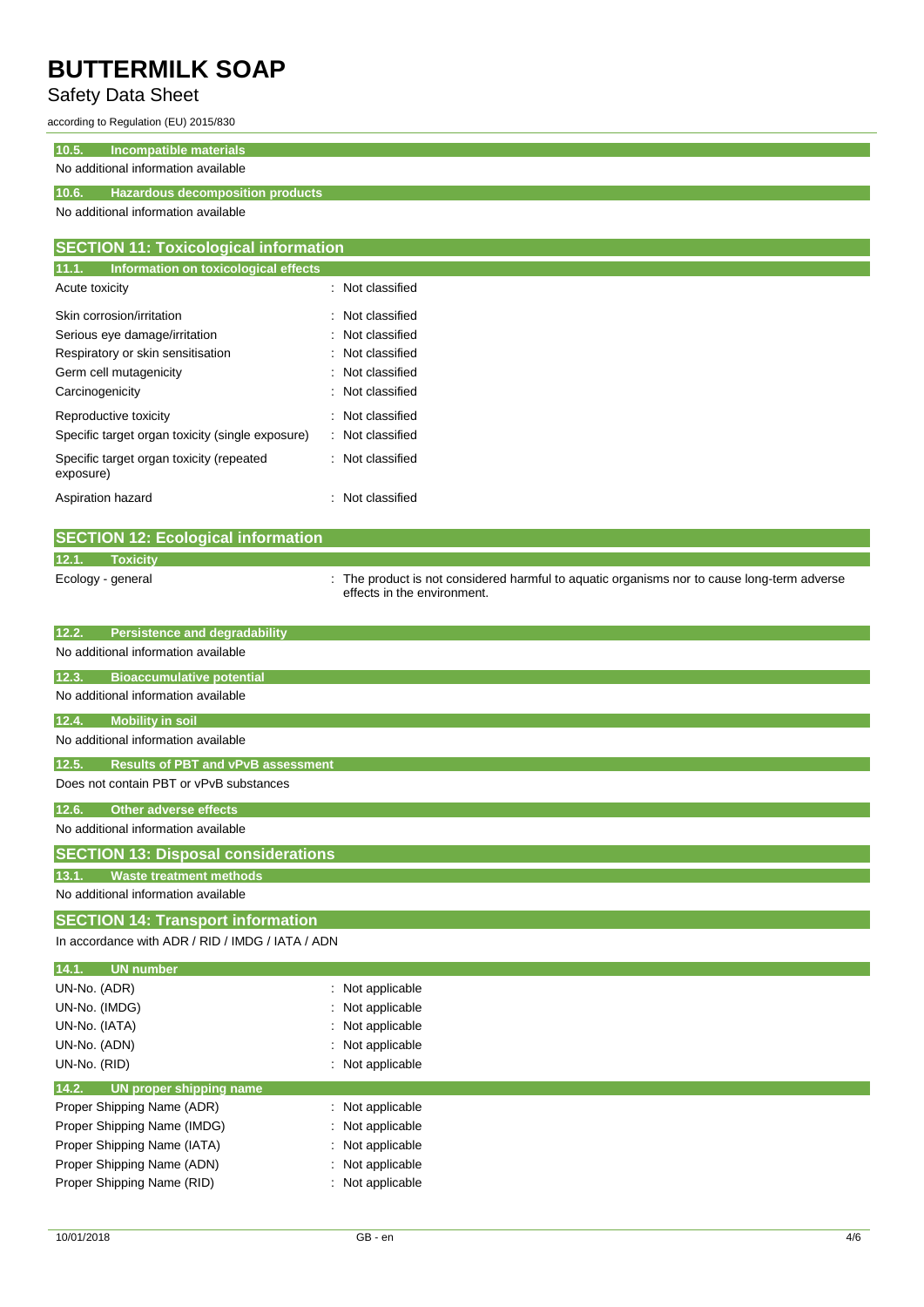### 10.5. Incompatible materials

No additional information available

### 10.6. Hazardous decomposition products

No additional information available

## SECTION 11: Toxicological information

### 11.1. Information on toxicological effects

| | |
|---|---|
| Acute toxicity | : Not classified |
| Skin corrosion/irritation | : Not classified |
| Serious eye damage/irritation | : Not classified |
| Respiratory or skin sensitisation | : Not classified |
| Germ cell mutagenicity | : Not classified |
| Carcinogenicity | : Not classified |
| Reproductive toxicity | : Not classified |
| Specific target organ toxicity (single exposure) | : Not classified |
| Specific target organ toxicity (repeated exposure) | : Not classified |
| Aspiration hazard | : Not classified |

## SECTION 12: Ecological information

### 12.1. Toxicity

| | |
|---|---|
| Ecology - general | : The product is not considered harmful to aquatic organisms nor to cause long-term adverse effects in the environment. |

### 12.2. Persistence and degradability

No additional information available

### 12.3. Bioaccumulative potential

No additional information available

### 12.4. Mobility in soil

No additional information available

### 12.5. Results of PBT and vPvB assessment

Does not contain PBT or vPvB substances

### 12.6. Other adverse effects

No additional information available

## SECTION 13: Disposal considerations

### 13.1. Waste treatment methods

No additional information available

## SECTION 14: Transport information

In accordance with ADR / RID / IMDG / IATA / ADN

### 14.1. UN number

| | |
|---|---|
| UN-No. (ADR) | : Not applicable |
| UN-No. (IMDG) | : Not applicable |
| UN-No. (IATA) | : Not applicable |
| UN-No. (ADN) | : Not applicable |
| UN-No. (RID) | : Not applicable |

### 14.2. UN proper shipping name

| | |
|---|---|
| Proper Shipping Name (ADR) | : Not applicable |
| Proper Shipping Name (IMDG) | : Not applicable |
| Proper Shipping Name (IATA) | : Not applicable |
| Proper Shipping Name (ADN) | : Not applicable |
| Proper Shipping Name (RID) | : Not applicable |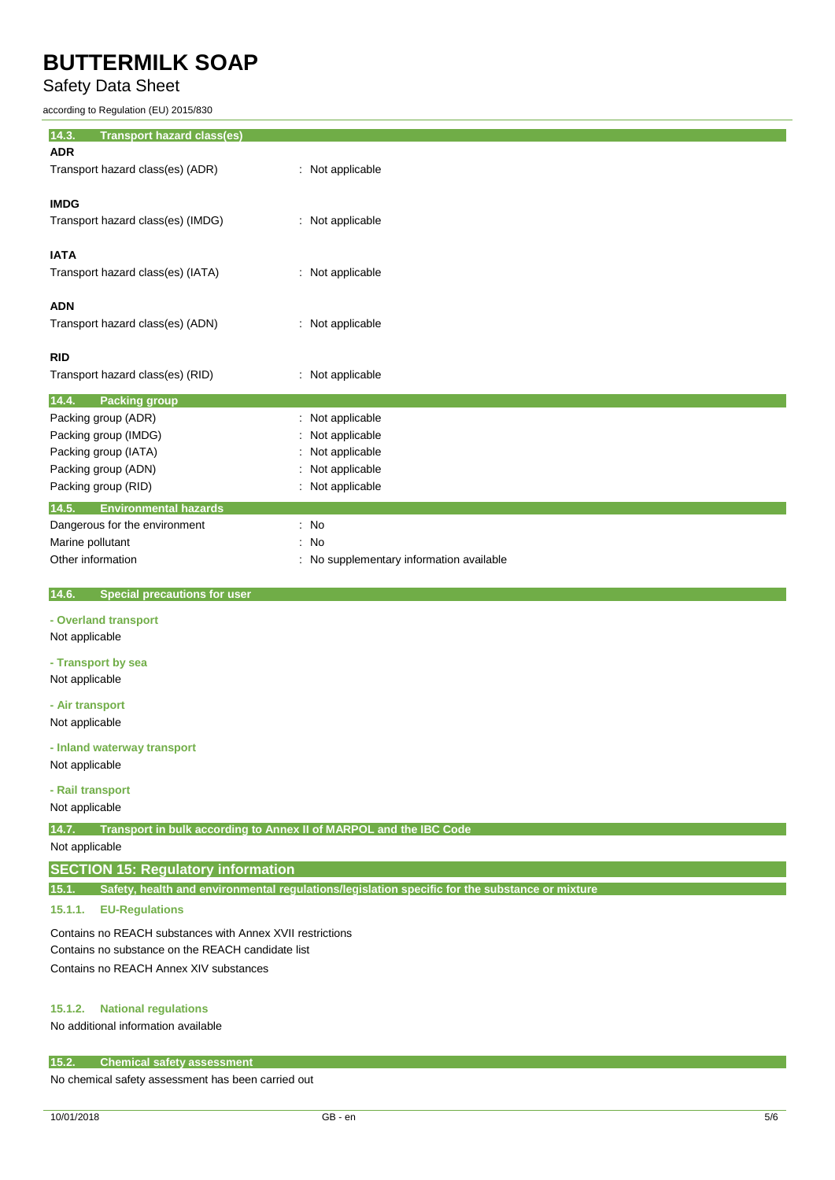### 14.3. Transport hazard class(es)

**ADR**

Transport hazard class(es) (ADR) : Not applicable

**IMDG**

Transport hazard class(es) (IMDG) : Not applicable

**IATA**

Transport hazard class(es) (IATA) : Not applicable

**ADN**

Transport hazard class(es) (ADN) : Not applicable

**RID**

Transport hazard class(es) (RID) : Not applicable

### 14.4. Packing group

Packing group (ADR) : Not applicable
Packing group (IMDG) : Not applicable
Packing group (IATA) : Not applicable
Packing group (ADN) : Not applicable
Packing group (RID) : Not applicable

### 14.5. Environmental hazards

Dangerous for the environment : No
Marine pollutant : No
Other information : No supplementary information available

### 14.6. Special precautions for user

**- Overland transport**

Not applicable

**- Transport by sea**

Not applicable

**- Air transport**

Not applicable

**- Inland waterway transport**

Not applicable

**- Rail transport**

Not applicable

### 14.7. Transport in bulk according to Annex II of MARPOL and the IBC Code

Not applicable

## SECTION 15: Regulatory information

### 15.1. Safety, health and environmental regulations/legislation specific for the substance or mixture

#### 15.1.1. EU-Regulations

Contains no REACH substances with Annex XVII restrictions
Contains no substance on the REACH candidate list
Contains no REACH Annex XIV substances

#### 15.1.2. National regulations

No additional information available

### 15.2. Chemical safety assessment

No chemical safety assessment has been carried out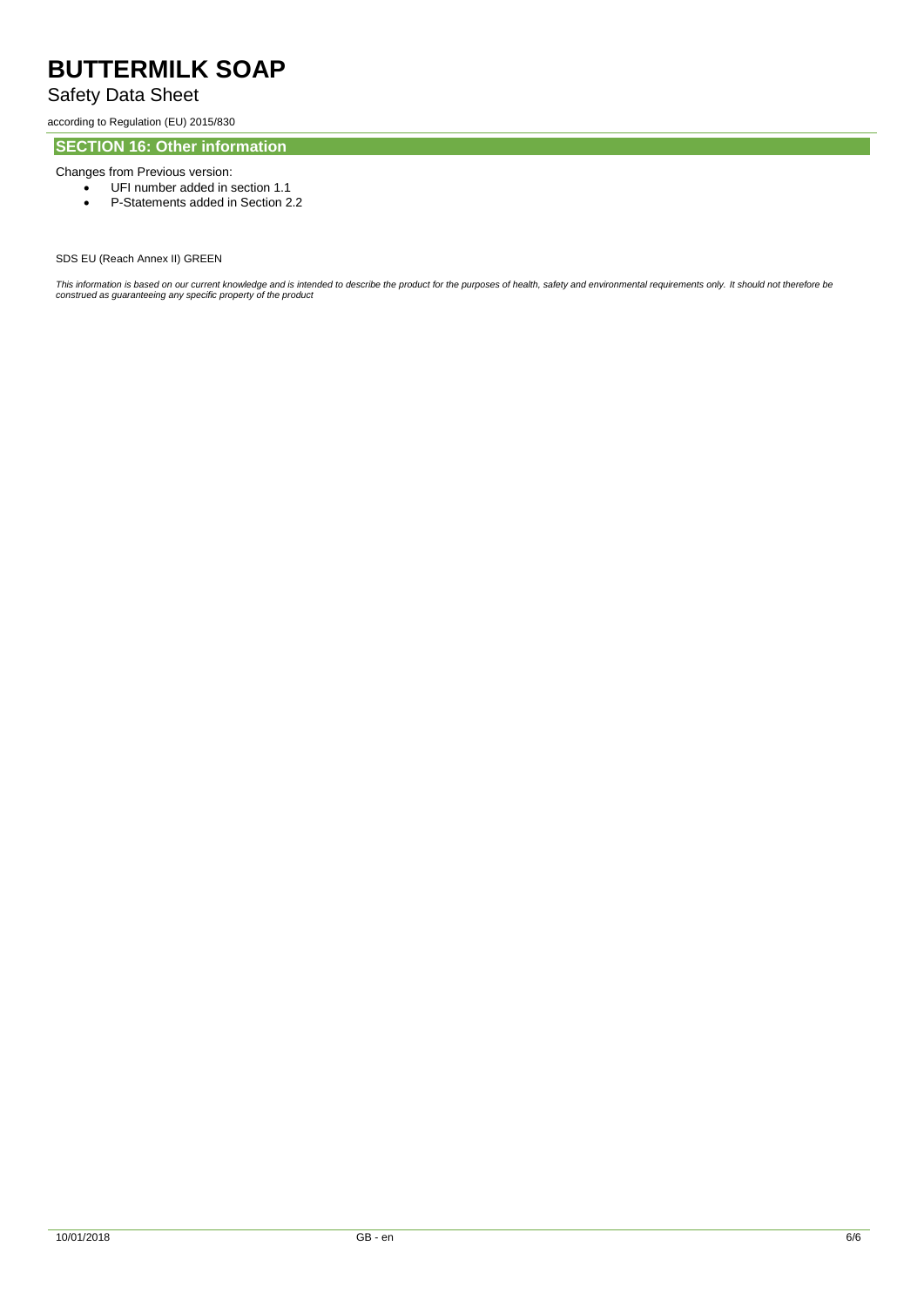## SECTION 16: Other information

Changes from Previous version:

- UFI number added in section 1.1
- P-Statements added in Section 2.2

SDS EU (Reach Annex II) GREEN

*This information is based on our current knowledge and is intended to describe the product for the purposes of health, safety and environmental requirements only. It should not therefore be construed as guaranteeing any specific property of the product*